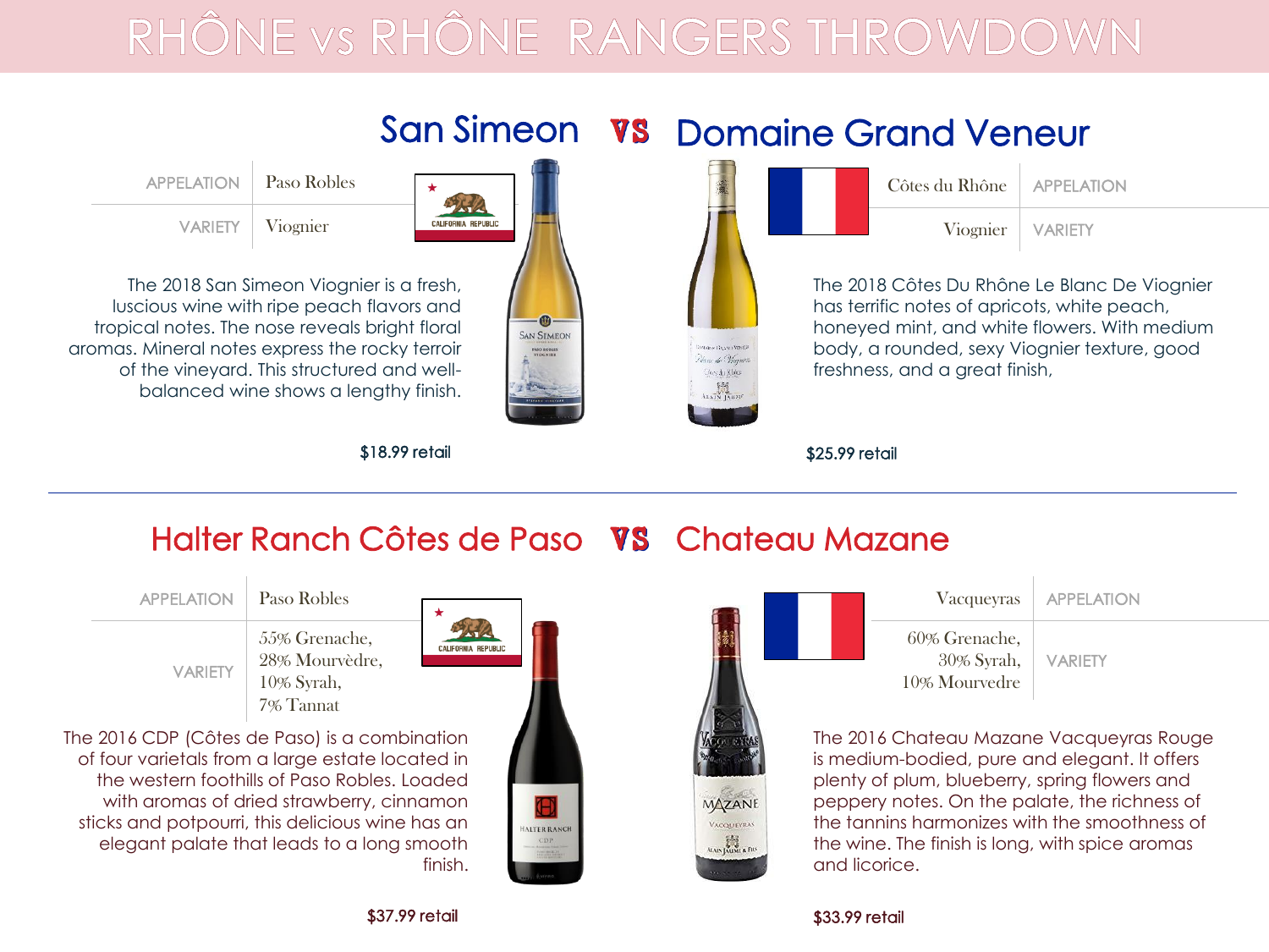# RHÔNE vs RHÔNE RANGERS THROWDOWN

## San Simeon VS Domaine Grand Veneur

### San Simeon

| APPELATION | Paso Robles |
|---|---|
| VARIETY | Viognier |

The 2018 San Simeon Viognier is a fresh, luscious wine with ripe peach flavors and tropical notes. The nose reveals bright floral aromas. Mineral notes express the rocky terroir of the vineyard. This structured and well-balanced wine shows a lengthy finish.

$18.99 retail

### Domaine Grand Veneur

| APPELATION | Côtes du Rhône |
|---|---|
| VARIETY | Viognier |

The 2018 Côtes Du Rhône Le Blanc De Viognier has terrific notes of apricots, white peach, honeyed mint, and white flowers. With medium body, a rounded, sexy Viognier texture, good freshness, and a great finish,

$25.99 retail

---

## Halter Ranch Côtes de Paso VS Chateau Mazane

### Halter Ranch Côtes de Paso

| APPELATION | Paso Robles |
|---|---|
| VARIETY | 55% Grenache, 28% Mourvèdre, 10% Syrah, 7% Tannat |

The 2016 CDP (Côtes de Paso) is a combination of four varietals from a large estate located in the western foothills of Paso Robles. Loaded with aromas of dried strawberry, cinnamon sticks and potpourri, this delicious wine has an elegant palate that leads to a long smooth finish.

$37.99 retail

### Chateau Mazane

| APPELATION | Vacqueyras |
|---|---|
| VARIETY | 60% Grenache, 30% Syrah, 10% Mourvedre |

The 2016 Chateau Mazane Vacqueyras Rouge is medium-bodied, pure and elegant. It offers plenty of plum, blueberry, spring flowers and peppery notes. On the palate, the richness of the tannins harmonizes with the smoothness of the wine. The finish is long, with spice aromas and licorice.

$33.99 retail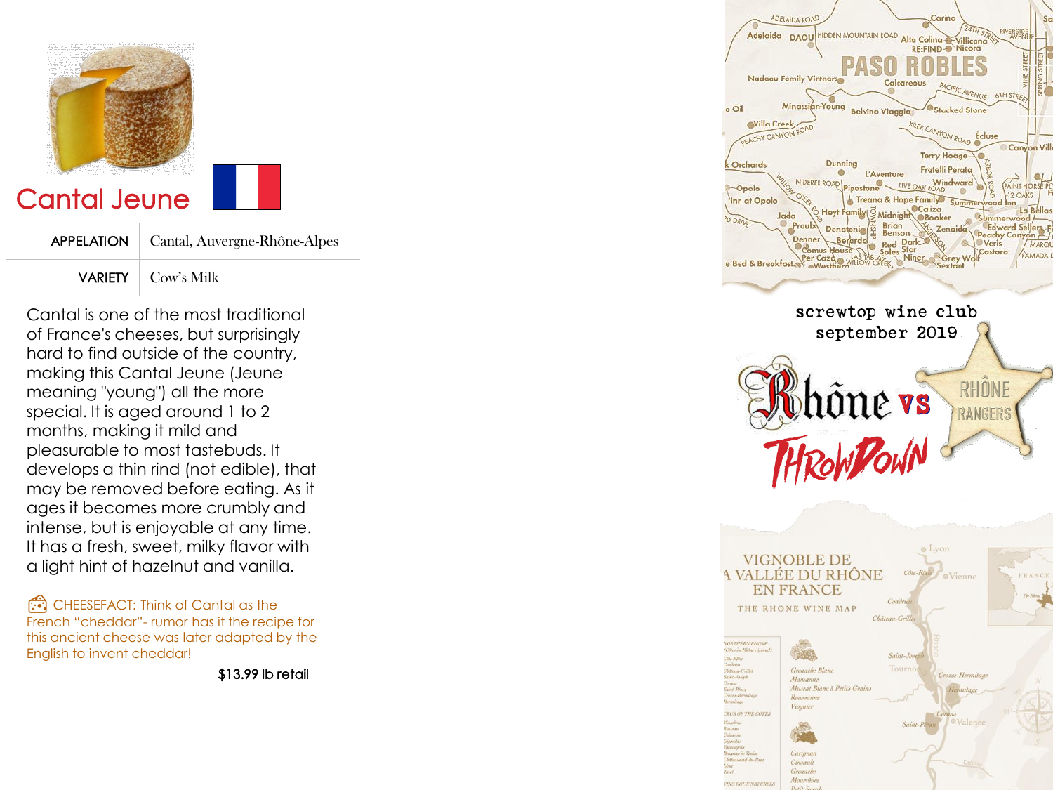# Cantal Jeune

| | |
|---|---|
| APPELATION | Cantal, Auvergne-Rhône-Alpes |
| VARIETY | Cow's Milk |

Cantal is one of the most traditional of France's cheeses, but surprisingly hard to find outside of the country, making this Cantal Jeune (Jeune meaning "young") all the more special. It is aged around 1 to 2 months, making it mild and pleasurable to most tastebuds. It develops a thin rind (not edible), that may be removed before eating. As it ages it becomes more crumbly and intense, but is enjoyable at any time. It has a fresh, sweet, milky flavor with a light hint of hazelnut and vanilla.

CHEESEFACT: Think of Cantal as the French "cheddar"- rumor has it the recipe for this ancient cheese was later adapted by the English to invent cheddar!

$13.99 lb retail

screwtop wine club
september 2019

Rhône vs Rhône Rangers Throwdown